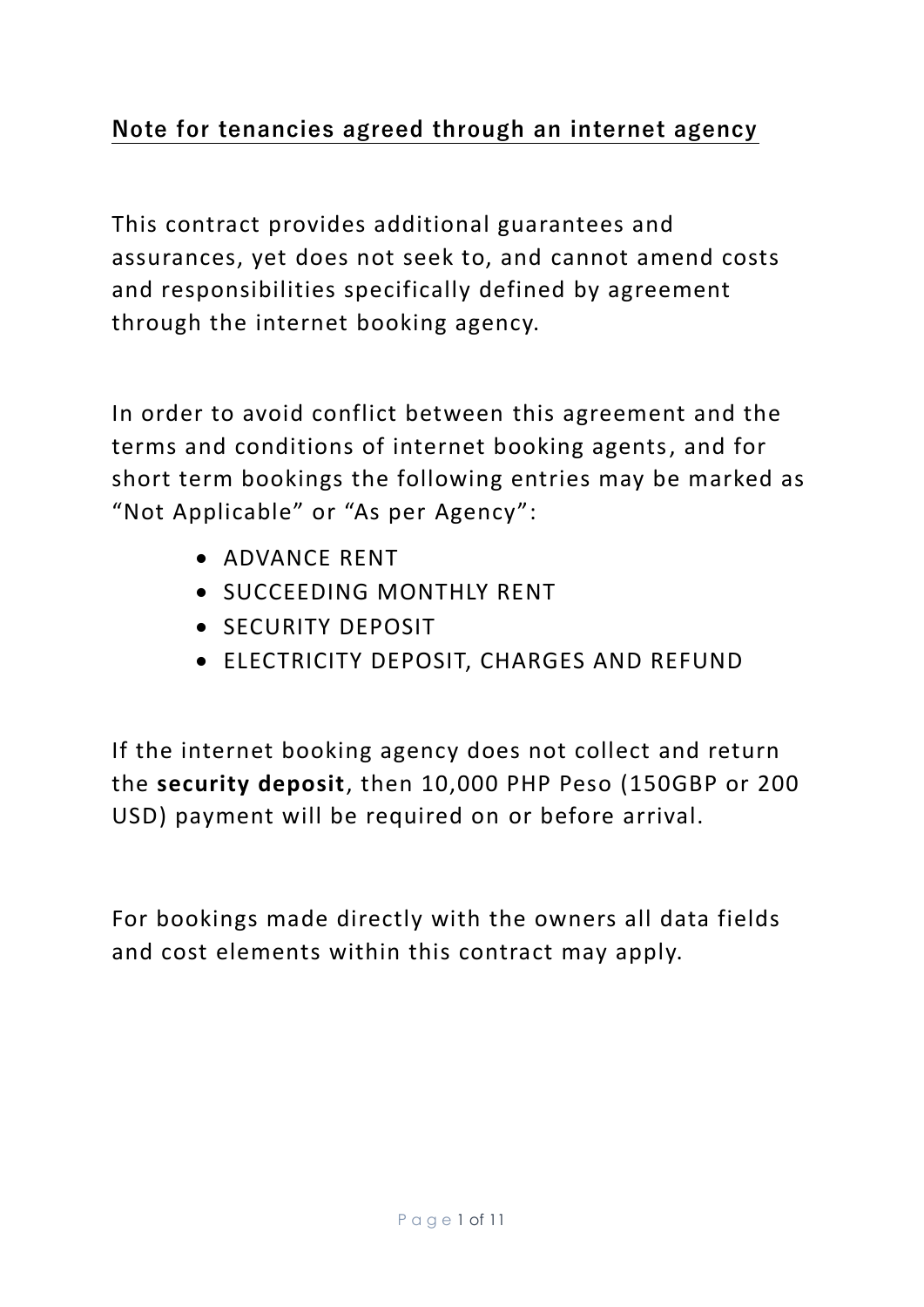## Note for tenancies agreed through an internet agency

This contract provides additional guarantees and assurances, yet does not seek to, and cannot amend costs and responsibilities specifically defined by agreement through the internet booking agency.

In order to avoid conflict between this agreement and the terms and conditions of internet booking agents, and for short term bookings the following entries may be marked as "Not Applicable" or "As per Agency":

- ADVANCE RENT
- SUCCEEDING MONTHLY RENT
- SECURITY DEPOSIT
- ELECTRICITY DEPOSIT, CHARGES AND REFUND

If the internet booking agency does not collect and return the **security deposit**, then 10,000 PHP Peso (150GBP or 200 USD) payment will be required on or before arrival.

For bookings made directly with the owners all data fields and cost elements within this contract may apply.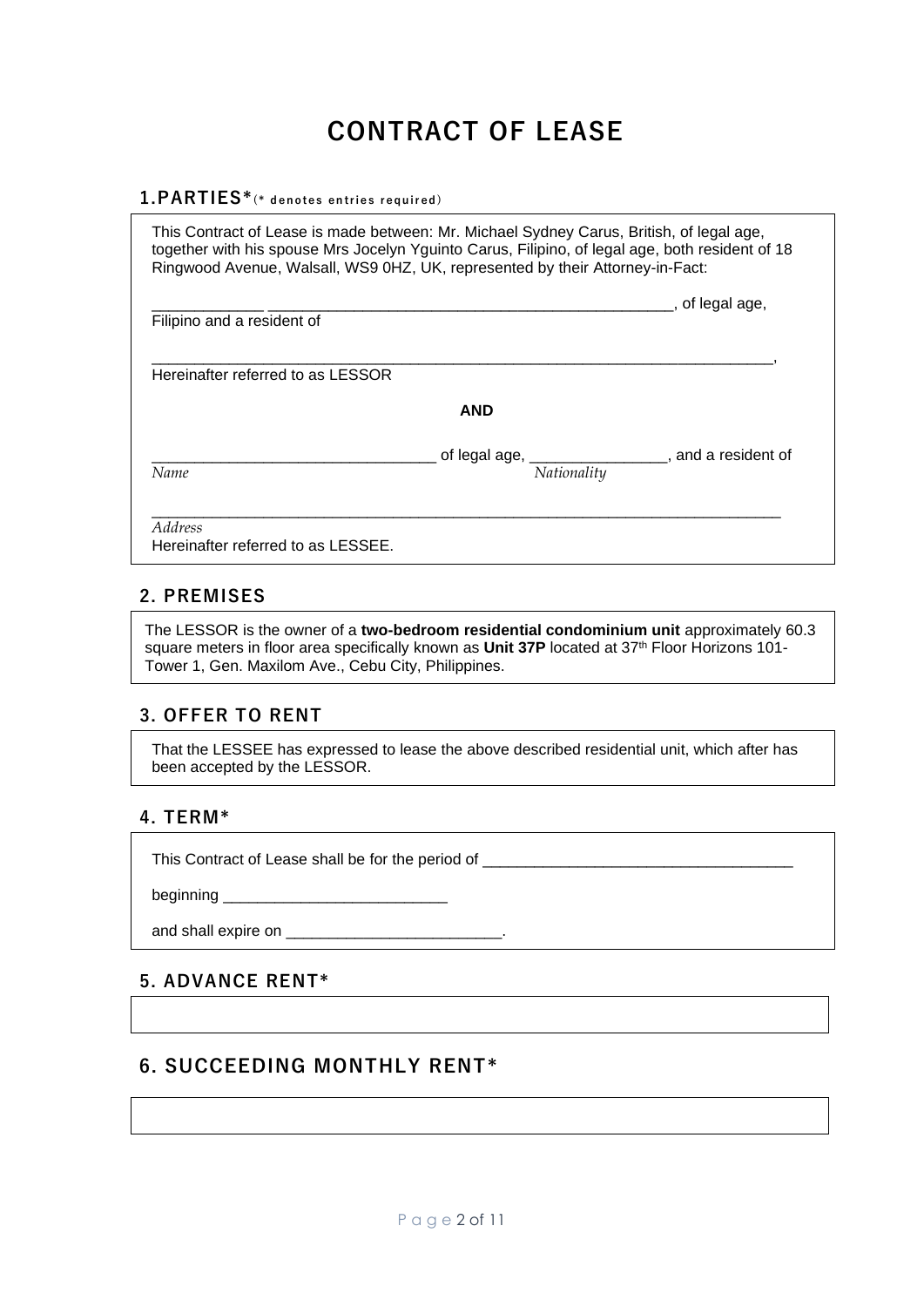# CONTRACT OF LEASE

## 1.PARTIES*(* denotes entries required)

This Contract of Lease is made between: Mr. Michael Sydney Carus, British, of legal age, together with his spouse Mrs Jocelyn Yguinto Carus, Filipino, of legal age, both resident of 18 Ringwood Avenue, Walsall, WS9 0HZ, UK, represented by their Attorney-in-Fact:

_____________ ________________________________________________, of legal age, Filipino and a resident of

__________________________________________________________________________,
Hereinafter referred to as LESSOR

**AND**

_________________________________ of legal age, ________________, and a resident of
*Name* *Nationality*

__________________________________________________________________________
*Address*
Hereinafter referred to as LESSEE.

## 2. PREMISES

The LESSOR is the owner of a **two-bedroom residential condominium unit** approximately 60.3 square meters in floor area specifically known as **Unit 37P** located at 37th Floor Horizons 101-Tower 1, Gen. Maxilom Ave., Cebu City, Philippines.

## 3. OFFER TO RENT

That the LESSEE has expressed to lease the above described residential unit, which after has been accepted by the LESSOR.

## 4. TERM*

This Contract of Lease shall be for the period of ____________________________________

beginning __________________________

and shall expire on _________________________.

## 5. ADVANCE RENT*

## 6. SUCCEEDING MONTHLY RENT*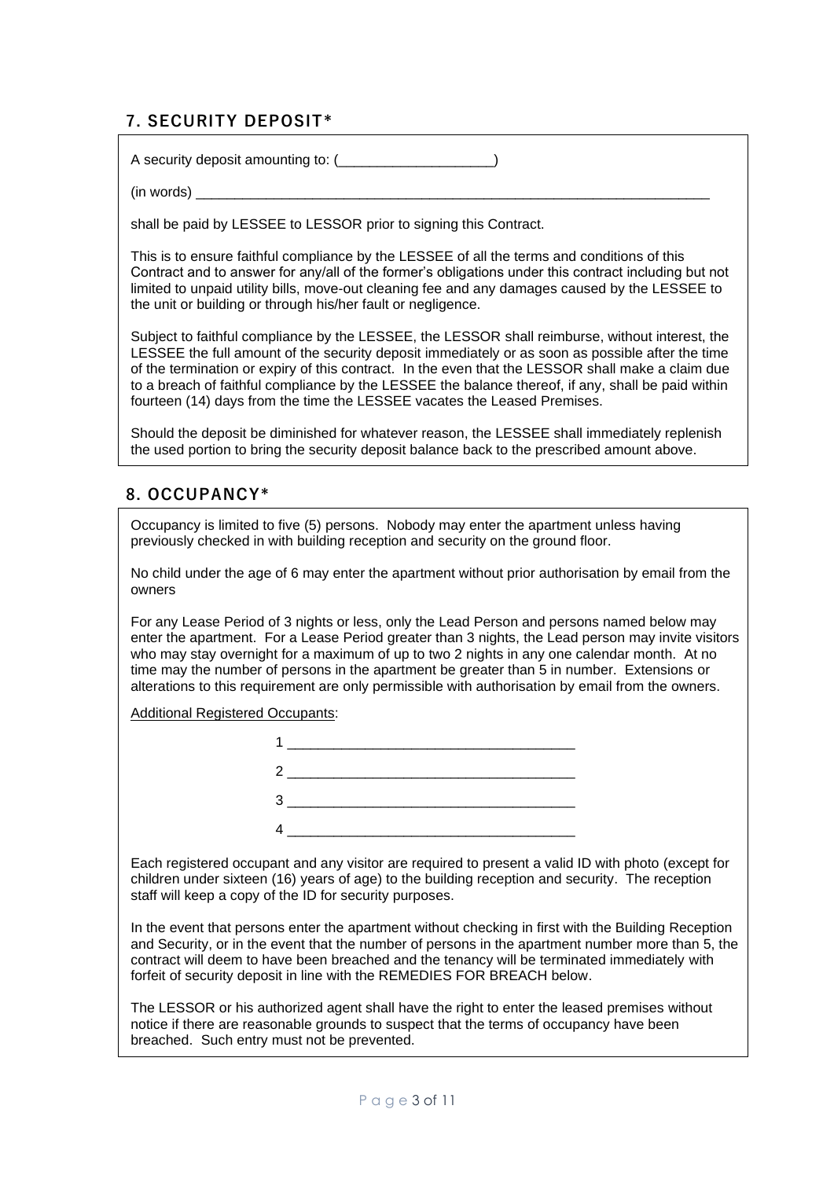## 7. SECURITY DEPOSIT*

A security deposit amounting to: (____________________)

(in words) ______________________________________________________________________

shall be paid by LESSEE to LESSOR prior to signing this Contract.

This is to ensure faithful compliance by the LESSEE of all the terms and conditions of this Contract and to answer for any/all of the former's obligations under this contract including but not limited to unpaid utility bills, move-out cleaning fee and any damages caused by the LESSEE to the unit or building or through his/her fault or negligence.

Subject to faithful compliance by the LESSEE, the LESSOR shall reimburse, without interest, the LESSEE the full amount of the security deposit immediately or as soon as possible after the time of the termination or expiry of this contract. In the even that the LESSOR shall make a claim due to a breach of faithful compliance by the LESSEE the balance thereof, if any, shall be paid within fourteen (14) days from the time the LESSEE vacates the Leased Premises.

Should the deposit be diminished for whatever reason, the LESSEE shall immediately replenish the used portion to bring the security deposit balance back to the prescribed amount above.

## 8. OCCUPANCY*

Occupancy is limited to five (5) persons. Nobody may enter the apartment unless having previously checked in with building reception and security on the ground floor.

No child under the age of 6 may enter the apartment without prior authorisation by email from the owners

For any Lease Period of 3 nights or less, only the Lead Person and persons named below may enter the apartment. For a Lease Period greater than 3 nights, the Lead person may invite visitors who may stay overnight for a maximum of up to two 2 nights in any one calendar month. At no time may the number of persons in the apartment be greater than 5 in number. Extensions or alterations to this requirement are only permissible with authorisation by email from the owners.

Additional Registered Occupants:

1 ____________________________________

2 ____________________________________

3 ____________________________________

4 ____________________________________

Each registered occupant and any visitor are required to present a valid ID with photo (except for children under sixteen (16) years of age) to the building reception and security. The reception staff will keep a copy of the ID for security purposes.

In the event that persons enter the apartment without checking in first with the Building Reception and Security, or in the event that the number of persons in the apartment number more than 5, the contract will deem to have been breached and the tenancy will be terminated immediately with forfeit of security deposit in line with the REMEDIES FOR BREACH below.

The LESSOR or his authorized agent shall have the right to enter the leased premises without notice if there are reasonable grounds to suspect that the terms of occupancy have been breached. Such entry must not be prevented.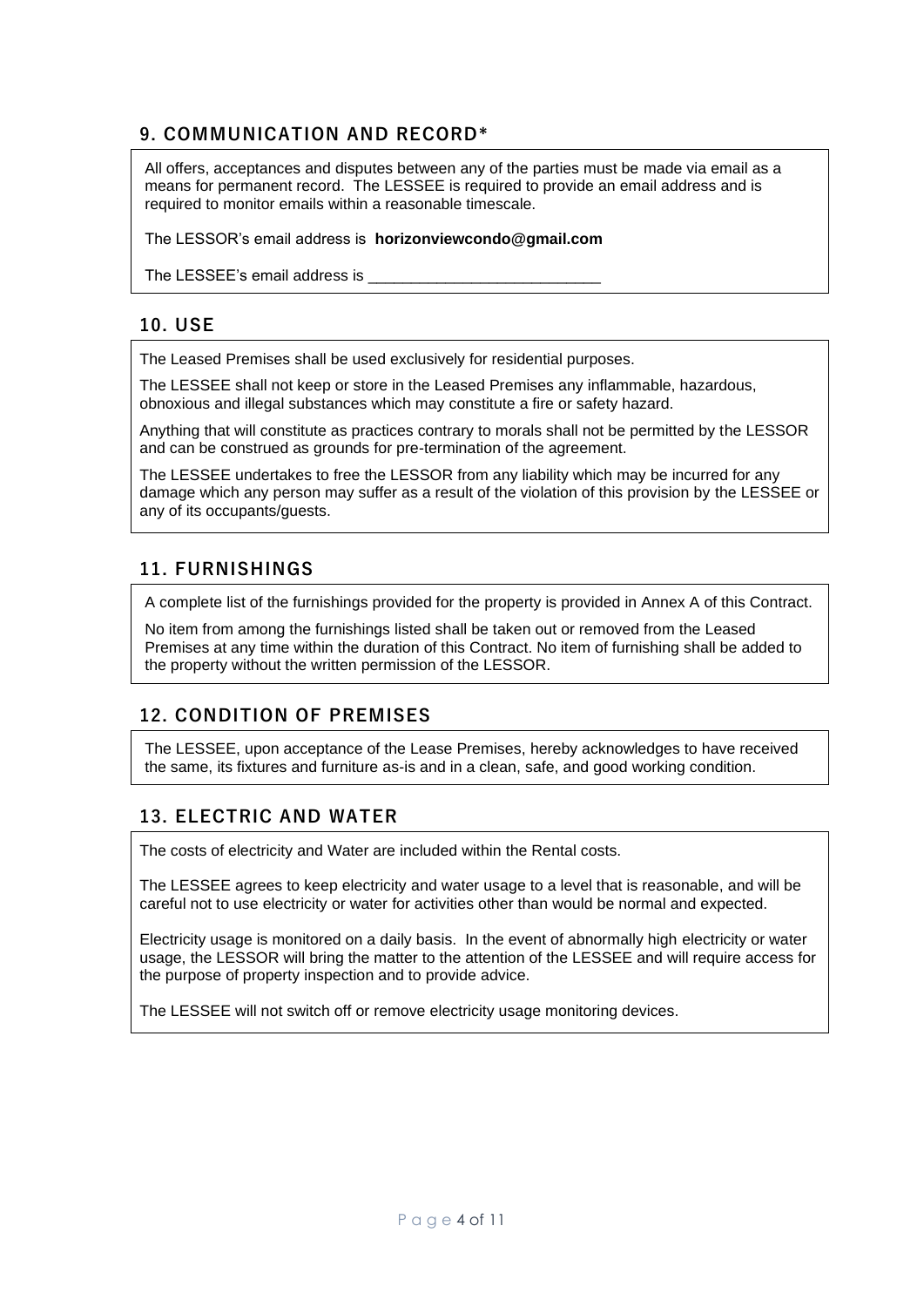## 9. COMMUNICATION AND RECORD*

All offers, acceptances and disputes between any of the parties must be made via email as a means for permanent record. The LESSEE is required to provide an email address and is required to monitor emails within a reasonable timescale.

The LESSOR's email address is **horizonviewcondo@gmail.com**

The LESSEE's email address is ___________________________

## 10. USE

The Leased Premises shall be used exclusively for residential purposes.

The LESSEE shall not keep or store in the Leased Premises any inflammable, hazardous, obnoxious and illegal substances which may constitute a fire or safety hazard.

Anything that will constitute as practices contrary to morals shall not be permitted by the LESSOR and can be construed as grounds for pre-termination of the agreement.

The LESSEE undertakes to free the LESSOR from any liability which may be incurred for any damage which any person may suffer as a result of the violation of this provision by the LESSEE or any of its occupants/guests.

## 11. FURNISHINGS

A complete list of the furnishings provided for the property is provided in Annex A of this Contract.

No item from among the furnishings listed shall be taken out or removed from the Leased Premises at any time within the duration of this Contract. No item of furnishing shall be added to the property without the written permission of the LESSOR.

## 12. CONDITION OF PREMISES

The LESSEE, upon acceptance of the Lease Premises, hereby acknowledges to have received the same, its fixtures and furniture as-is and in a clean, safe, and good working condition.

## 13. ELECTRIC AND WATER

The costs of electricity and Water are included within the Rental costs.

The LESSEE agrees to keep electricity and water usage to a level that is reasonable, and will be careful not to use electricity or water for activities other than would be normal and expected.

Electricity usage is monitored on a daily basis. In the event of abnormally high electricity or water usage, the LESSOR will bring the matter to the attention of the LESSEE and will require access for the purpose of property inspection and to provide advice.

The LESSEE will not switch off or remove electricity usage monitoring devices.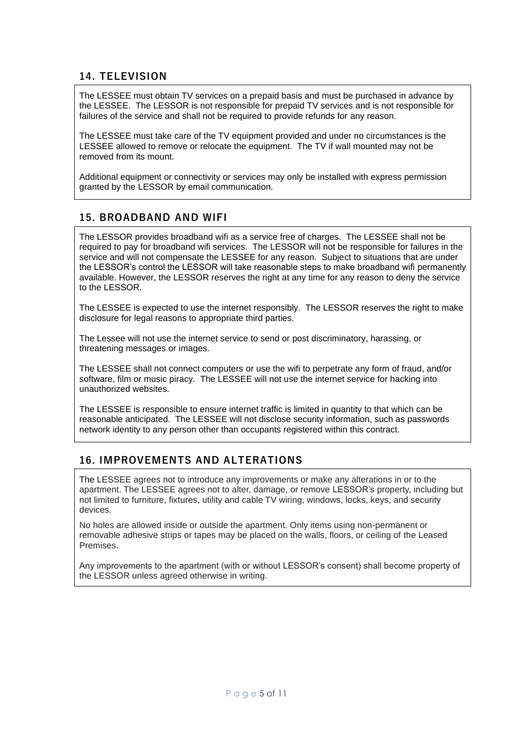## 14. TELEVISION

The LESSEE must obtain TV services on a prepaid basis and must be purchased in advance by the LESSEE. The LESSOR is not responsible for prepaid TV services and is not responsible for failures of the service and shall not be required to provide refunds for any reason.

The LESSEE must take care of the TV equipment provided and under no circumstances is the LESSEE allowed to remove or relocate the equipment. The TV if wall mounted may not be removed from its mount.

Additional equipment or connectivity or services may only be installed with express permission granted by the LESSOR by email communication.

## 15. BROADBAND AND WIFI

The LESSOR provides broadband wifi as a service free of charges. The LESSEE shall not be required to pay for broadband wifi services. The LESSOR will not be responsible for failures in the service and will not compensate the LESSEE for any reason. Subject to situations that are under the LESSOR's control the LESSOR will take reasonable steps to make broadband wifi permanently available. However, the LESSOR reserves the right at any time for any reason to deny the service to the LESSOR.

The LESSEE is expected to use the internet responsibly. The LESSOR reserves the right to make disclosure for legal reasons to appropriate third parties.

The Lessee will not use the internet service to send or post discriminatory, harassing, or threatening messages or images.

The LESSEE shall not connect computers or use the wifi to perpetrate any form of fraud, and/or software, film or music piracy. The LESSEE will not use the internet service for hacking into unauthorized websites.

The LESSEE is responsible to ensure internet traffic is limited in quantity to that which can be reasonable anticipated. The LESSEE will not disclose security information, such as passwords network identity to any person other than occupants registered within this contract.

## 16. IMPROVEMENTS AND ALTERATIONS

The LESSEE agrees not to introduce any improvements or make any alterations in or to the apartment. The LESSEE agrees not to alter, damage, or remove LESSOR's property, including but not limited to furniture, fixtures, utility and cable TV wiring, windows, locks, keys, and security devices.

No holes are allowed inside or outside the apartment. Only items using non-permanent or removable adhesive strips or tapes may be placed on the walls, floors, or ceiling of the Leased Premises.

Any improvements to the apartment (with or without LESSOR's consent) shall become property of the LESSOR unless agreed otherwise in writing.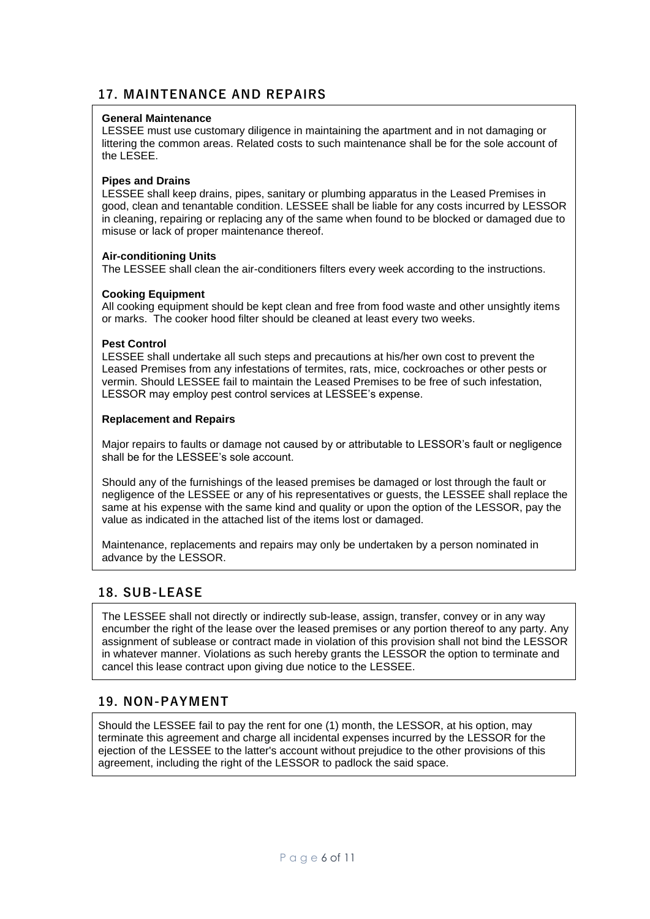## 17. MAINTENANCE AND REPAIRS

**General Maintenance**
LESSEE must use customary diligence in maintaining the apartment and in not damaging or littering the common areas. Related costs to such maintenance shall be for the sole account of the LESEE.

**Pipes and Drains**
LESSEE shall keep drains, pipes, sanitary or plumbing apparatus in the Leased Premises in good, clean and tenantable condition. LESSEE shall be liable for any costs incurred by LESSOR in cleaning, repairing or replacing any of the same when found to be blocked or damaged due to misuse or lack of proper maintenance thereof.

**Air-conditioning Units**
The LESSEE shall clean the air-conditioners filters every week according to the instructions.

**Cooking Equipment**
All cooking equipment should be kept clean and free from food waste and other unsightly items or marks. The cooker hood filter should be cleaned at least every two weeks.

**Pest Control**
LESSEE shall undertake all such steps and precautions at his/her own cost to prevent the Leased Premises from any infestations of termites, rats, mice, cockroaches or other pests or vermin. Should LESSEE fail to maintain the Leased Premises to be free of such infestation, LESSOR may employ pest control services at LESSEE's expense.

**Replacement and Repairs**

Major repairs to faults or damage not caused by or attributable to LESSOR's fault or negligence shall be for the LESSEE's sole account.

Should any of the furnishings of the leased premises be damaged or lost through the fault or negligence of the LESSEE or any of his representatives or guests, the LESSEE shall replace the same at his expense with the same kind and quality or upon the option of the LESSOR, pay the value as indicated in the attached list of the items lost or damaged.

Maintenance, replacements and repairs may only be undertaken by a person nominated in advance by the LESSOR.

## 18. SUB-LEASE

The LESSEE shall not directly or indirectly sub-lease, assign, transfer, convey or in any way encumber the right of the lease over the leased premises or any portion thereof to any party. Any assignment of sublease or contract made in violation of this provision shall not bind the LESSOR in whatever manner. Violations as such hereby grants the LESSOR the option to terminate and cancel this lease contract upon giving due notice to the LESSEE.

## 19. NON-PAYMENT

Should the LESSEE fail to pay the rent for one (1) month, the LESSOR, at his option, may terminate this agreement and charge all incidental expenses incurred by the LESSOR for the ejection of the LESSEE to the latter's account without prejudice to the other provisions of this agreement, including the right of the LESSOR to padlock the said space.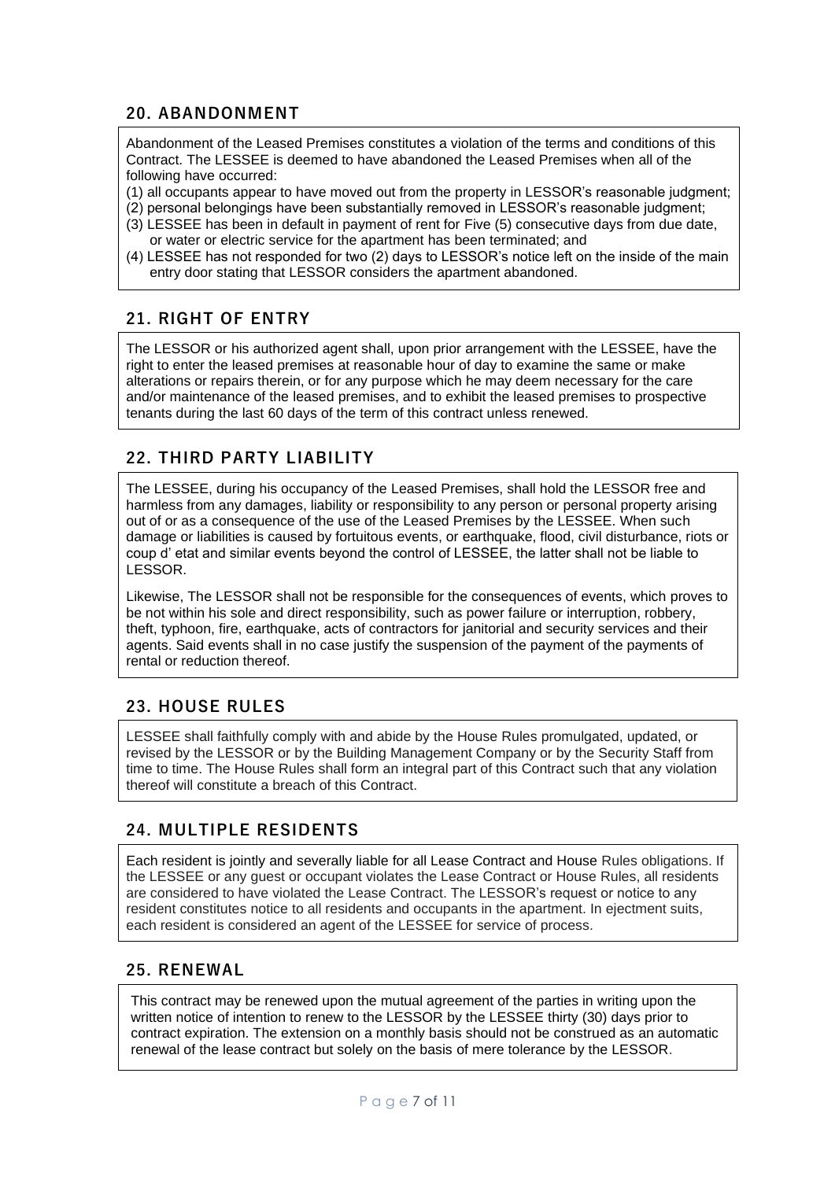## 20. ABANDONMENT

Abandonment of the Leased Premises constitutes a violation of the terms and conditions of this Contract. The LESSEE is deemed to have abandoned the Leased Premises when all of the following have occurred:

(1) all occupants appear to have moved out from the property in LESSOR's reasonable judgment;
(2) personal belongings have been substantially removed in LESSOR's reasonable judgment;
(3) LESSEE has been in default in payment of rent for Five (5) consecutive days from due date, or water or electric service for the apartment has been terminated; and
(4) LESSEE has not responded for two (2) days to LESSOR's notice left on the inside of the main entry door stating that LESSOR considers the apartment abandoned.

## 21. RIGHT OF ENTRY

The LESSOR or his authorized agent shall, upon prior arrangement with the LESSEE, have the right to enter the leased premises at reasonable hour of day to examine the same or make alterations or repairs therein, or for any purpose which he may deem necessary for the care and/or maintenance of the leased premises, and to exhibit the leased premises to prospective tenants during the last 60 days of the term of this contract unless renewed.

## 22. THIRD PARTY LIABILITY

The LESSEE, during his occupancy of the Leased Premises, shall hold the LESSOR free and harmless from any damages, liability or responsibility to any person or personal property arising out of or as a consequence of the use of the Leased Premises by the LESSEE. When such damage or liabilities is caused by fortuitous events, or earthquake, flood, civil disturbance, riots or coup d' etat and similar events beyond the control of LESSEE, the latter shall not be liable to LESSOR.

Likewise, The LESSOR shall not be responsible for the consequences of events, which proves to be not within his sole and direct responsibility, such as power failure or interruption, robbery, theft, typhoon, fire, earthquake, acts of contractors for janitorial and security services and their agents. Said events shall in no case justify the suspension of the payment of the payments of rental or reduction thereof.

## 23. HOUSE RULES

LESSEE shall faithfully comply with and abide by the House Rules promulgated, updated, or revised by the LESSOR or by the Building Management Company or by the Security Staff from time to time. The House Rules shall form an integral part of this Contract such that any violation thereof will constitute a breach of this Contract.

## 24. MULTIPLE RESIDENTS

Each resident is jointly and severally liable for all Lease Contract and House Rules obligations. If the LESSEE or any guest or occupant violates the Lease Contract or House Rules, all residents are considered to have violated the Lease Contract. The LESSOR's request or notice to any resident constitutes notice to all residents and occupants in the apartment. In ejectment suits, each resident is considered an agent of the LESSEE for service of process.

## 25. RENEWAL

This contract may be renewed upon the mutual agreement of the parties in writing upon the written notice of intention to renew to the LESSOR by the LESSEE thirty (30) days prior to contract expiration. The extension on a monthly basis should not be construed as an automatic renewal of the lease contract but solely on the basis of mere tolerance by the LESSOR.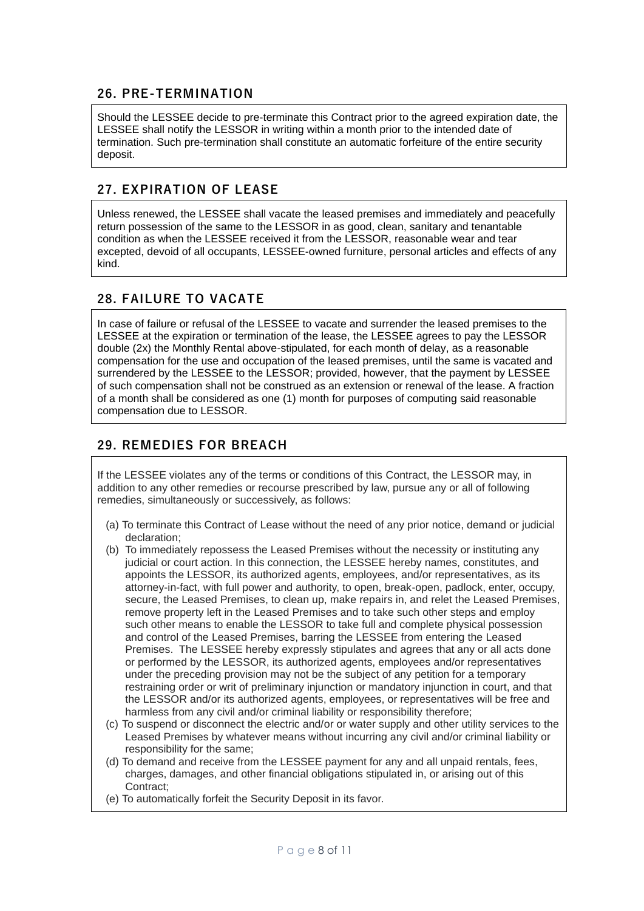## 26. PRE-TERMINATION

Should the LESSEE decide to pre-terminate this Contract prior to the agreed expiration date, the LESSEE shall notify the LESSOR in writing within a month prior to the intended date of termination. Such pre-termination shall constitute an automatic forfeiture of the entire security deposit.

## 27. EXPIRATION OF LEASE

Unless renewed, the LESSEE shall vacate the leased premises and immediately and peacefully return possession of the same to the LESSOR in as good, clean, sanitary and tenantable condition as when the LESSEE received it from the LESSOR, reasonable wear and tear excepted, devoid of all occupants, LESSEE-owned furniture, personal articles and effects of any kind.

## 28. FAILURE TO VACATE

In case of failure or refusal of the LESSEE to vacate and surrender the leased premises to the LESSEE at the expiration or termination of the lease, the LESSEE agrees to pay the LESSOR double (2x) the Monthly Rental above-stipulated, for each month of delay, as a reasonable compensation for the use and occupation of the leased premises, until the same is vacated and surrendered by the LESSEE to the LESSOR; provided, however, that the payment by LESSEE of such compensation shall not be construed as an extension or renewal of the lease. A fraction of a month shall be considered as one (1) month for purposes of computing said reasonable compensation due to LESSOR.

## 29. REMEDIES FOR BREACH

If the LESSEE violates any of the terms or conditions of this Contract, the LESSOR may, in addition to any other remedies or recourse prescribed by law, pursue any or all of following remedies, simultaneously or successively, as follows:

(a) To terminate this Contract of Lease without the need of any prior notice, demand or judicial declaration;

(b) To immediately repossess the Leased Premises without the necessity or instituting any judicial or court action. In this connection, the LESSEE hereby names, constitutes, and appoints the LESSOR, its authorized agents, employees, and/or representatives, as its attorney-in-fact, with full power and authority, to open, break-open, padlock, enter, occupy, secure, the Leased Premises, to clean up, make repairs in, and relet the Leased Premises, remove property left in the Leased Premises and to take such other steps and employ such other means to enable the LESSOR to take full and complete physical possession and control of the Leased Premises, barring the LESSEE from entering the Leased Premises. The LESSEE hereby expressly stipulates and agrees that any or all acts done or performed by the LESSOR, its authorized agents, employees and/or representatives under the preceding provision may not be the subject of any petition for a temporary restraining order or writ of preliminary injunction or mandatory injunction in court, and that the LESSOR and/or its authorized agents, employees, or representatives will be free and harmless from any civil and/or criminal liability or responsibility therefore;

(c) To suspend or disconnect the electric and/or or water supply and other utility services to the Leased Premises by whatever means without incurring any civil and/or criminal liability or responsibility for the same;

(d) To demand and receive from the LESSEE payment for any and all unpaid rentals, fees, charges, damages, and other financial obligations stipulated in, or arising out of this Contract;

(e) To automatically forfeit the Security Deposit in its favor.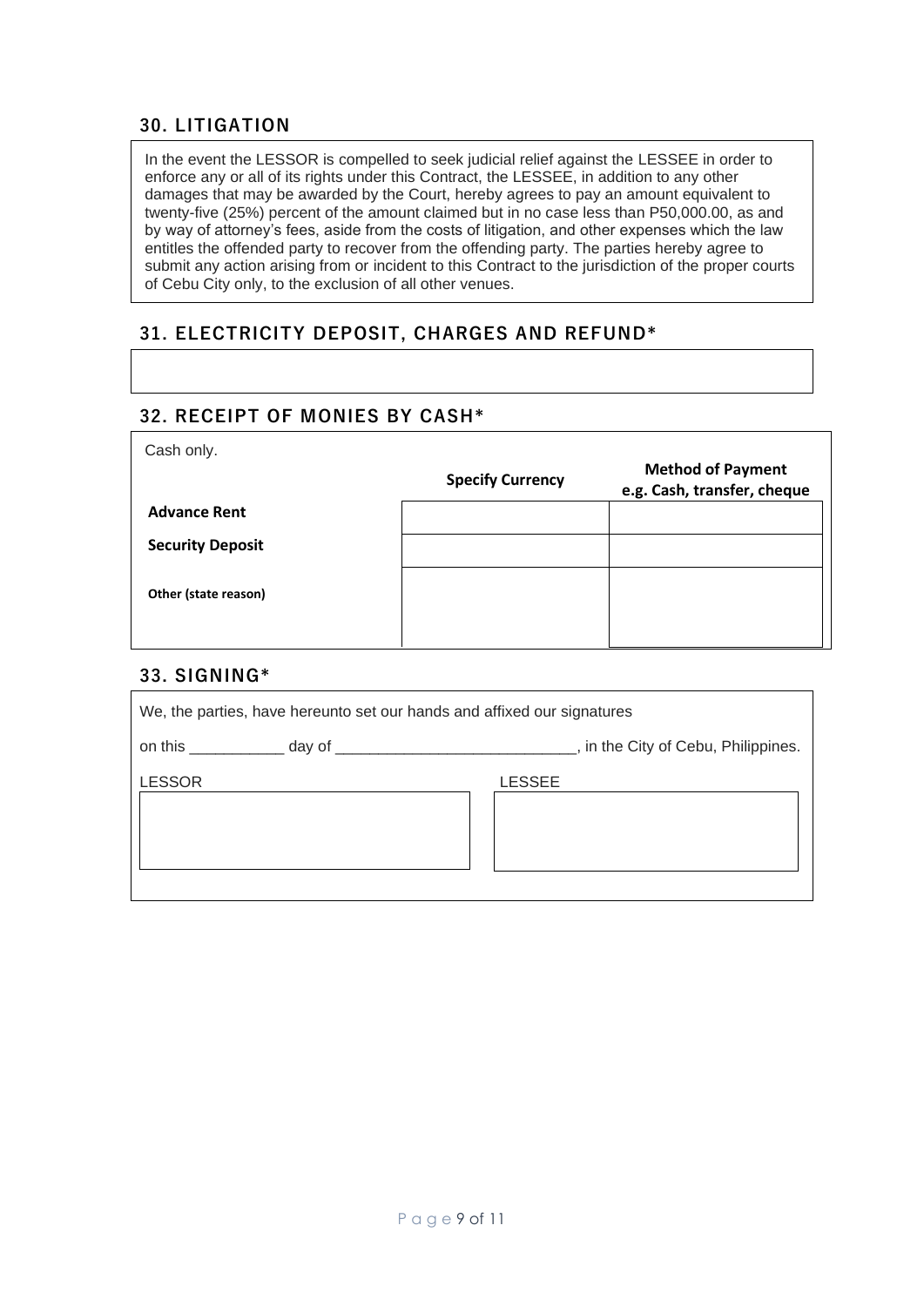## 30. LITIGATION

In the event the LESSOR is compelled to seek judicial relief against the LESSEE in order to enforce any or all of its rights under this Contract, the LESSEE, in addition to any other damages that may be awarded by the Court, hereby agrees to pay an amount equivalent to twenty-five (25%) percent of the amount claimed but in no case less than P50,000.00, as and by way of attorney's fees, aside from the costs of litigation, and other expenses which the law entitles the offended party to recover from the offending party. The parties hereby agree to submit any action arising from or incident to this Contract to the jurisdiction of the proper courts of Cebu City only, to the exclusion of all other venues.

## 31. ELECTRICITY DEPOSIT, CHARGES AND REFUND*

## 32. RECEIPT OF MONIES BY CASH*

Cash only.

| | Specify Currency | Method of Payment e.g. Cash, transfer, cheque |
|---|---|---|
| **Advance Rent** | | |
| **Security Deposit** | | |
| **Other (state reason)** | | |

## 33. SIGNING*

We, the parties, have hereunto set our hands and affixed our signatures

on this ___________ day of ____________________________, in the City of Cebu, Philippines.

| LESSOR | LESSEE |
|---|---|
| | |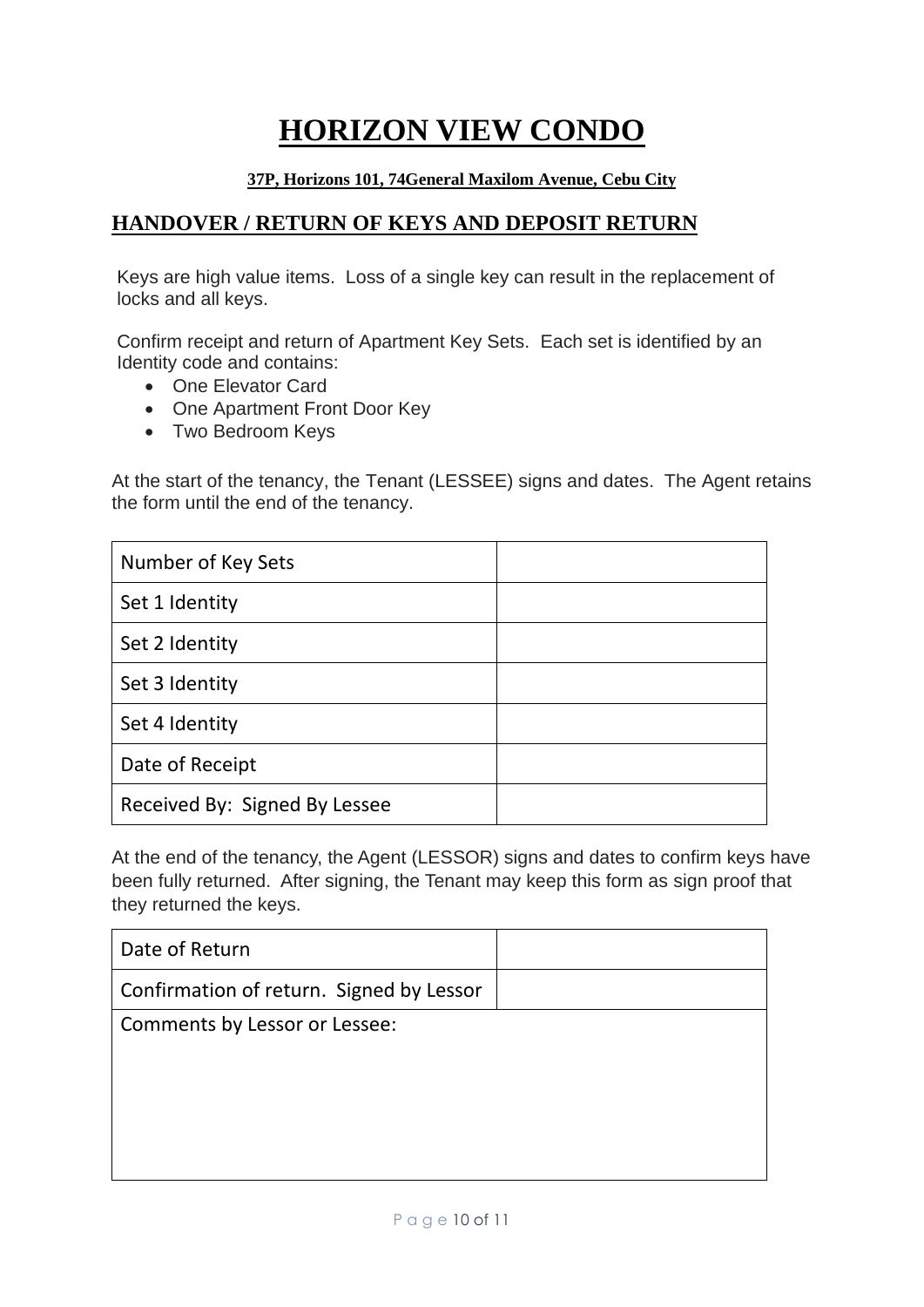# HORIZON VIEW CONDO

**37P, Horizons 101, 74General Maxilom Avenue, Cebu City**

## HANDOVER / RETURN OF KEYS AND DEPOSIT RETURN

Keys are high value items. Loss of a single key can result in the replacement of locks and all keys.

Confirm receipt and return of Apartment Key Sets. Each set is identified by an Identity code and contains:

- One Elevator Card
- One Apartment Front Door Key
- Two Bedroom Keys

At the start of the tenancy, the Tenant (LESSEE) signs and dates. The Agent retains the form until the end of the tenancy.

| Number of Key Sets | |
|---|---|
| Set 1 Identity | |
| Set 2 Identity | |
| Set 3 Identity | |
| Set 4 Identity | |
| Date of Receipt | |
| Received By: Signed By Lessee | |

At the end of the tenancy, the Agent (LESSOR) signs and dates to confirm keys have been fully returned. After signing, the Tenant may keep this form as sign proof that they returned the keys.

| Date of Return | |
|---|---|
| Confirmation of return. Signed by Lessor | |
| Comments by Lessor or Lessee: | |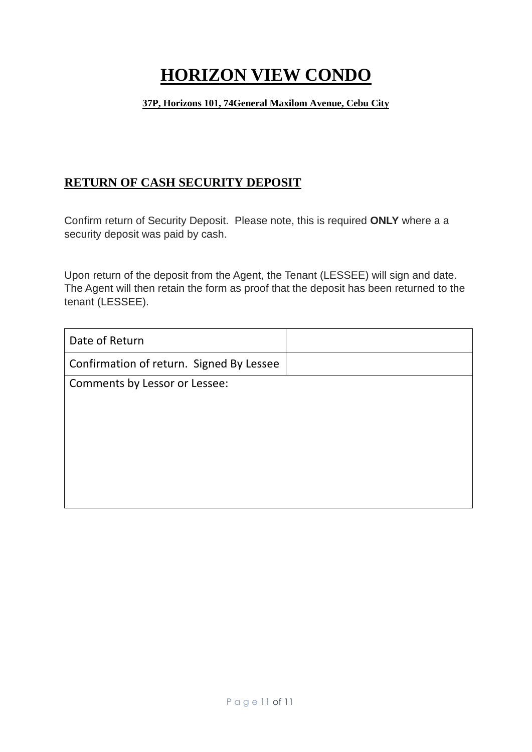# HORIZON VIEW CONDO

**37P, Horizons 101, 74General Maxilom Avenue, Cebu City**

## RETURN OF CASH SECURITY DEPOSIT

Confirm return of Security Deposit. Please note, this is required **ONLY** where a a security deposit was paid by cash.

Upon return of the deposit from the Agent, the Tenant (LESSEE) will sign and date. The Agent will then retain the form as proof that the deposit has been returned to the tenant (LESSEE).

| | |
|---|---|
| Date of Return | |
| Confirmation of return. Signed By Lessee | |
| Comments by Lessor or Lessee: | |